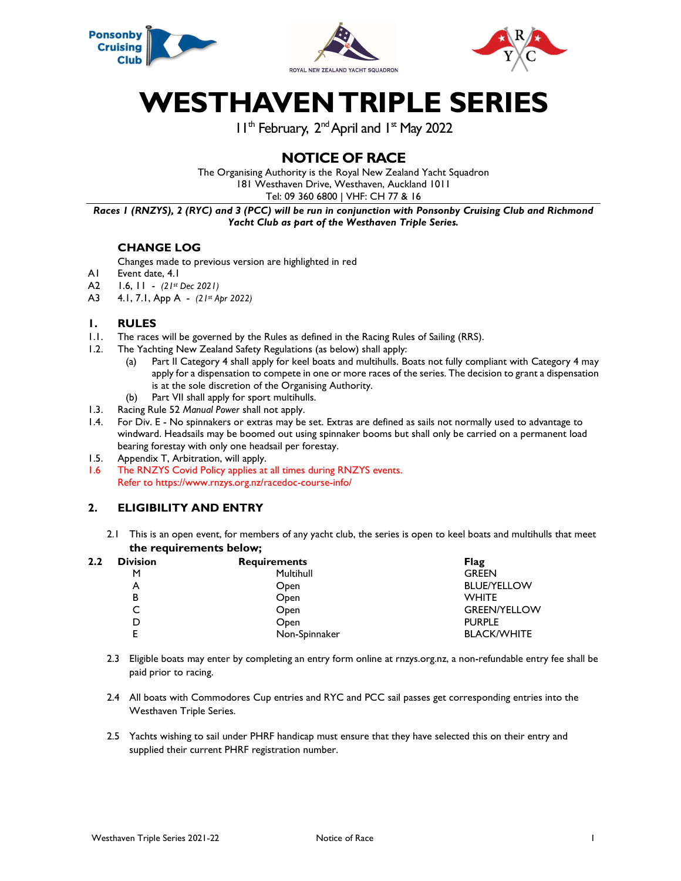# WESTHAVEN TRIPLE SERIES

11th February, 2nd April and 1st May 2022

## NOTICE OF RACE

The Organising Authority is the Royal New Zealand Yacht Squadron
181 Westhaven Drive, Westhaven, Auckland 1011
Tel: 09 360 6800 | VHF: CH 77 & 16

***Races 1 (RNZYS), 2 (RYC) and 3 (PCC) will be run in conjunction with Ponsonby Cruising Club and Richmond Yacht Club as part of the Westhaven Triple Series.***

### CHANGE LOG

Changes made to previous version are highlighted in red

A1 Event date, 4.1
A2 1.6, 11 - *(21st Dec 2021)*
A3 4.1, 7.1, App A - *(21st Apr 2022)*

### 1. RULES

1.1. The races will be governed by the Rules as defined in the Racing Rules of Sailing (RRS).

1.2. The Yachting New Zealand Safety Regulations (as below) shall apply:
  (a) Part II Category 4 shall apply for keel boats and multihulls. Boats not fully compliant with Category 4 may apply for a dispensation to compete in one or more races of the series. The decision to grant a dispensation is at the sole discretion of the Organising Authority.
  (b) Part VII shall apply for sport multihulls.

1.3. Racing Rule 52 *Manual Power* shall not apply.

1.4. For Div. E - No spinnakers or extras may be set. Extras are defined as sails not normally used to advantage to windward. Headsails may be boomed out using spinnaker booms but shall only be carried on a permanent load bearing forestay with only one headsail per forestay.

1.5. Appendix T, Arbitration, will apply.

1.6 The RNZYS Covid Policy applies at all times during RNZYS events. Refer to https://www.rnzys.org.nz/racedoc-course-info/

### 2. ELIGIBILITY AND ENTRY

2.1 This is an open event, for members of any yacht club, the series is open to keel boats and multihulls that meet **the requirements below;**

2.2

| Division | Requirements | Flag |
|---|---|---|
| M | Multihull | GREEN |
| A | Open | BLUE/YELLOW |
| B | Open | WHITE |
| C | Open | GREEN/YELLOW |
| D | Open | PURPLE |
| E | Non-Spinnaker | BLACK/WHITE |

2.3 Eligible boats may enter by completing an entry form online at rnzys.org.nz, a non-refundable entry fee shall be paid prior to racing.

2.4 All boats with Commodores Cup entries and RYC and PCC sail passes get corresponding entries into the Westhaven Triple Series.

2.5 Yachts wishing to sail under PHRF handicap must ensure that they have selected this on their entry and supplied their current PHRF registration number.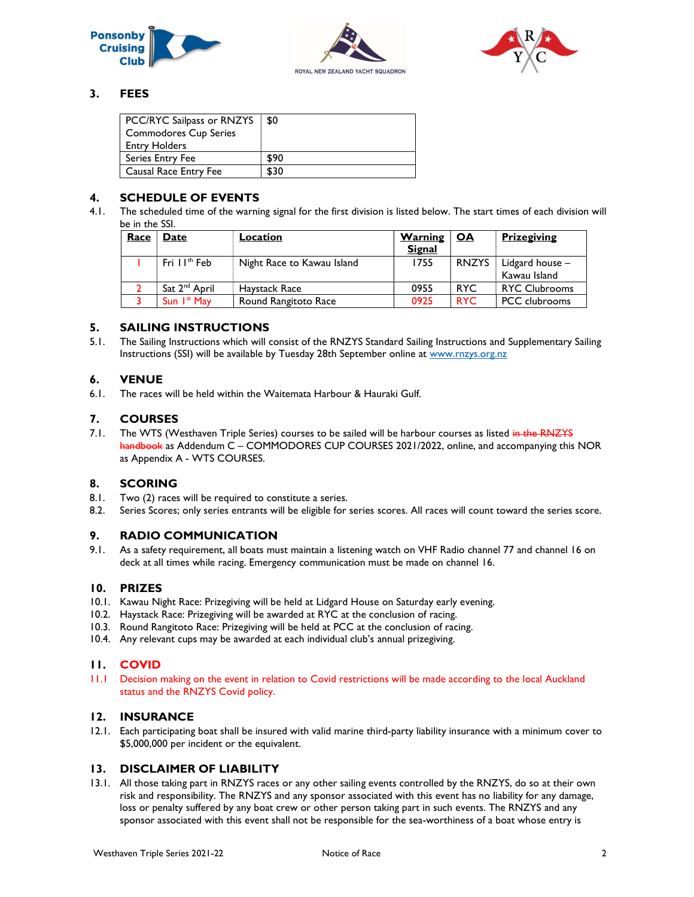## 3. FEES

| PCC/RYC Sailpass or RNZYS Commodores Cup Series Entry Holders | $0 |
|---|---|
| Series Entry Fee | $90 |
| Causal Race Entry Fee | $30 |

## 4. SCHEDULE OF EVENTS

4.1. The scheduled time of the warning signal for the first division is listed below. The start times of each division will be in the SSI.

| Race | Date | Location | Warning Signal | OA | Prizegiving |
|---|---|---|---|---|---|
| 1 | Fri 11th Feb | Night Race to Kawau Island | 1755 | RNZYS | Lidgard house – Kawau Island |
| 2 | Sat 2nd April | Haystack Race | 0955 | RYC | RYC Clubrooms |
| 3 | Sun 1st May | Round Rangitoto Race | 0925 | RYC | PCC clubrooms |

## 5. SAILING INSTRUCTIONS

5.1. The Sailing Instructions which will consist of the RNZYS Standard Sailing Instructions and Supplementary Sailing Instructions (SSI) will be available by Tuesday 28th September online at www.rnzys.org.nz

## 6. VENUE

6.1. The races will be held within the Waitemata Harbour & Hauraki Gulf.

## 7. COURSES

7.1. The WTS (Westhaven Triple Series) courses to be sailed will be harbour courses as listed ~~in the RNZYS handbook~~ as Addendum C – COMMODORES CUP COURSES 2021/2022, online, and accompanying this NOR as Appendix A - WTS COURSES.

## 8. SCORING

8.1. Two (2) races will be required to constitute a series.

8.2. Series Scores; only series entrants will be eligible for series scores. All races will count toward the series score.

## 9. RADIO COMMUNICATION

9.1. As a safety requirement, all boats must maintain a listening watch on VHF Radio channel 77 and channel 16 on deck at all times while racing. Emergency communication must be made on channel 16.

## 10. PRIZES

10.1. Kawau Night Race: Prizegiving will be held at Lidgard House on Saturday early evening.

10.2. Haystack Race: Prizegiving will be awarded at RYC at the conclusion of racing.

10.3. Round Rangitoto Race: Prizegiving will be held at PCC at the conclusion of racing.

10.4. Any relevant cups may be awarded at each individual club's annual prizegiving.

## 11. COVID

11.1 Decision making on the event in relation to Covid restrictions will be made according to the local Auckland status and the RNZYS Covid policy.

## 12. INSURANCE

12.1. Each participating boat shall be insured with valid marine third-party liability insurance with a minimum cover to $5,000,000 per incident or the equivalent.

## 13. DISCLAIMER OF LIABILITY

13.1. All those taking part in RNZYS races or any other sailing events controlled by the RNZYS, do so at their own risk and responsibility. The RNZYS and any sponsor associated with this event has no liability for any damage, loss or penalty suffered by any boat crew or other person taking part in such events. The RNZYS and any sponsor associated with this event shall not be responsible for the sea-worthiness of a boat whose entry is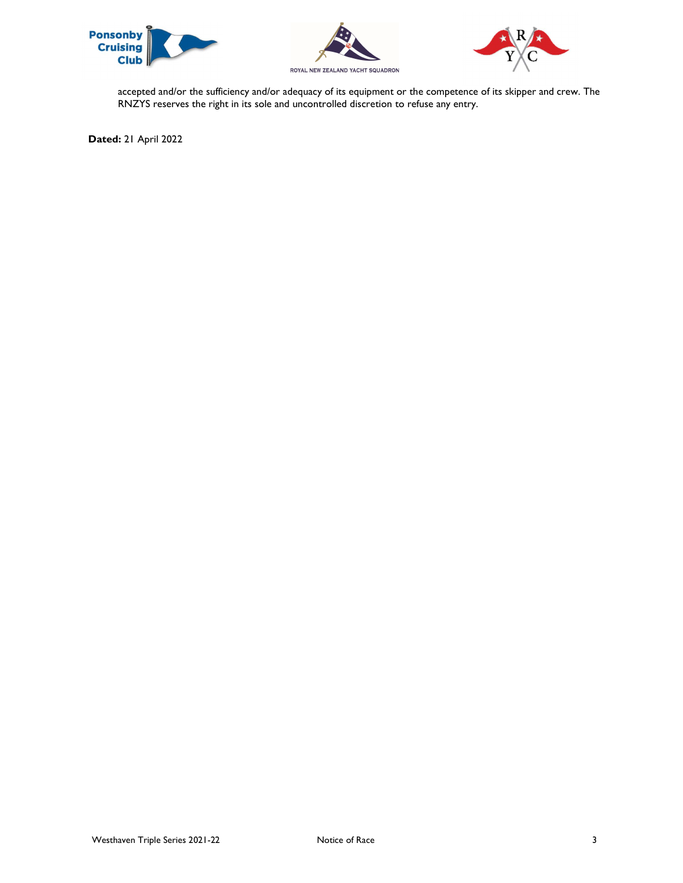accepted and/or the sufficiency and/or adequacy of its equipment or the competence of its skipper and crew. The RNZYS reserves the right in its sole and uncontrolled discretion to refuse any entry.

**Dated:** 21 April 2022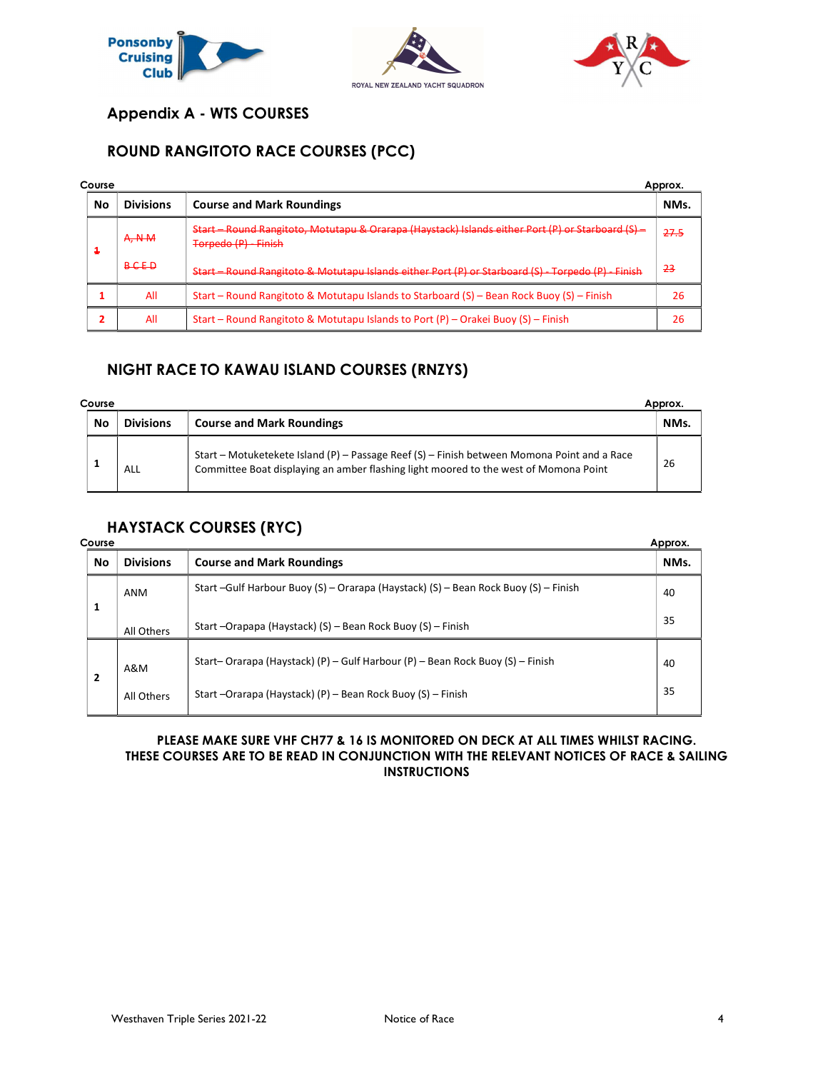## Appendix A - WTS COURSES

### ROUND RANGITOTO RACE COURSES (PCC)

| Course No | Divisions | Course and Mark Roundings | Approx. NMs. |
|---|---|---|---|
| ~~1~~ | ~~A, N M~~ | ~~Start – Round Rangitoto, Motutapu & Orarapa (Haystack) Islands either Port (P) or Starboard (S) – Torpedo (P) - Finish~~ | ~~27.5~~ |
| | ~~B C E D~~ | ~~Start – Round Rangitoto & Motutapu Islands either Port (P) or Starboard (S) - Torpedo (P) - Finish~~ | ~~23~~ |
| 1 | All | Start – Round Rangitoto & Motutapu Islands to Starboard (S) – Bean Rock Buoy (S) – Finish | 26 |
| 2 | All | Start – Round Rangitoto & Motutapu Islands to Port (P) – Orakei Buoy (S) – Finish | 26 |

### NIGHT RACE TO KAWAU ISLAND COURSES (RNZYS)

| Course No | Divisions | Course and Mark Roundings | Approx. NMs. |
|---|---|---|---|
| 1 | ALL | Start – Motuketekete Island (P) – Passage Reef (S) – Finish between Momona Point and a Race Committee Boat displaying an amber flashing light moored to the west of Momona Point | 26 |

### HAYSTACK COURSES (RYC)

| Course No | Divisions | Course and Mark Roundings | Approx. NMs. |
|---|---|---|---|
| 1 | ANM | Start –Gulf Harbour Buoy (S) – Orarapa (Haystack) (S) – Bean Rock Buoy (S) – Finish | 40 |
| | All Others | Start –Orapapa (Haystack) (S) – Bean Rock Buoy (S) – Finish | 35 |
| 2 | A&M | Start– Orarapa (Haystack) (P) – Gulf Harbour (P) – Bean Rock Buoy (S) – Finish | 40 |
| | All Others | Start –Orarapa (Haystack) (P) – Bean Rock Buoy (S) – Finish | 35 |

**PLEASE MAKE SURE VHF CH77 & 16 IS MONITORED ON DECK AT ALL TIMES WHILST RACING.**
**THESE COURSES ARE TO BE READ IN CONJUNCTION WITH THE RELEVANT NOTICES OF RACE & SAILING INSTRUCTIONS**